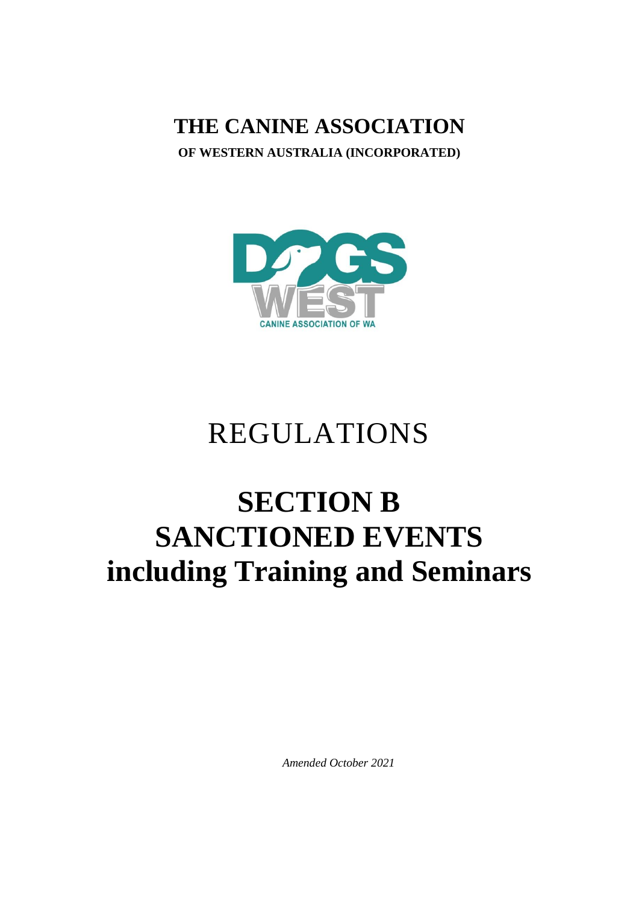# THE CANINE ASSOCIATION

**OF WESTERN AUSTRALIA (INCORPORATED)**

DOGS WEST

CANINE ASSOCIATION OF WA

# REGULATIONS

# SECTION B
# SANCTIONED EVENTS
# including Training and Seminars

*Amended October 2021*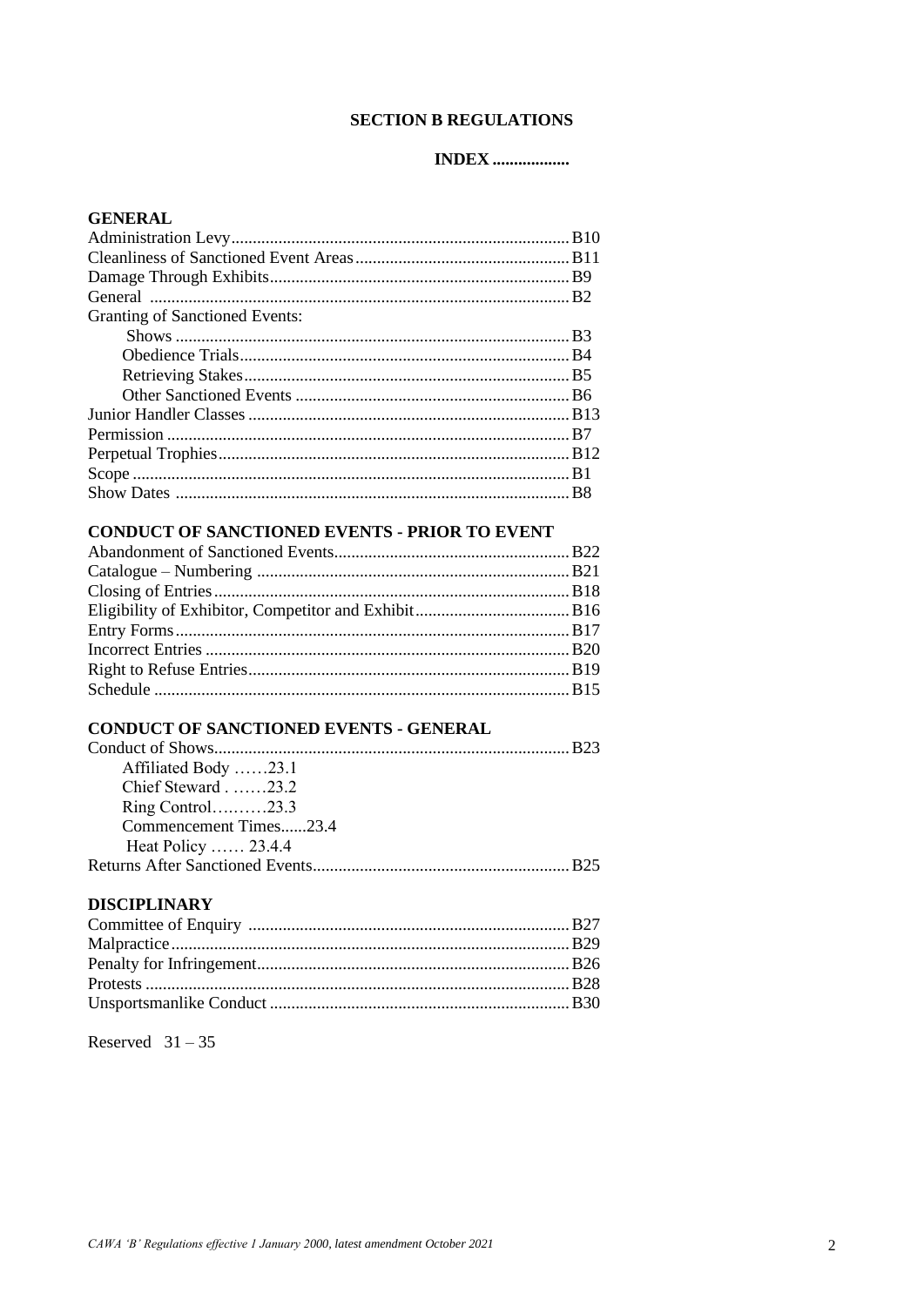# SECTION B REGULATIONS

**INDEX ..................**

## GENERAL

- Administration Levy ............ B10
- Cleanliness of Sanctioned Event Areas ............ B11
- Damage Through Exhibits ............ B9
- General ............ B2
- Granting of Sanctioned Events:
  - Shows ............ B3
  - Obedience Trials ............ B4
  - Retrieving Stakes ............ B5
  - Other Sanctioned Events ............ B6
- Junior Handler Classes ............ B13
- Permission ............ B7
- Perpetual Trophies ............ B12
- Scope ............ B1
- Show Dates ............ B8

## CONDUCT OF SANCTIONED EVENTS - PRIOR TO EVENT

- Abandonment of Sanctioned Events ............ B22
- Catalogue – Numbering ............ B21
- Closing of Entries ............ B18
- Eligibility of Exhibitor, Competitor and Exhibit ............ B16
- Entry Forms ............ B17
- Incorrect Entries ............ B20
- Right to Refuse Entries ............ B19
- Schedule ............ B15

## CONDUCT OF SANCTIONED EVENTS - GENERAL

- Conduct of Shows ............ B23
  - Affiliated Body ……23.1
  - Chief Steward . ……23.2
  - Ring Control……….23.3
  - Commencement Times......23.4
  - Heat Policy …… 23.4.4
- Returns After Sanctioned Events ............ B25

## DISCIPLINARY

- Committee of Enquiry ............ B27
- Malpractice ............ B29
- Penalty for Infringement ............ B26
- Protests ............ B28
- Unsportsmanlike Conduct ............ B30

Reserved 31 – 35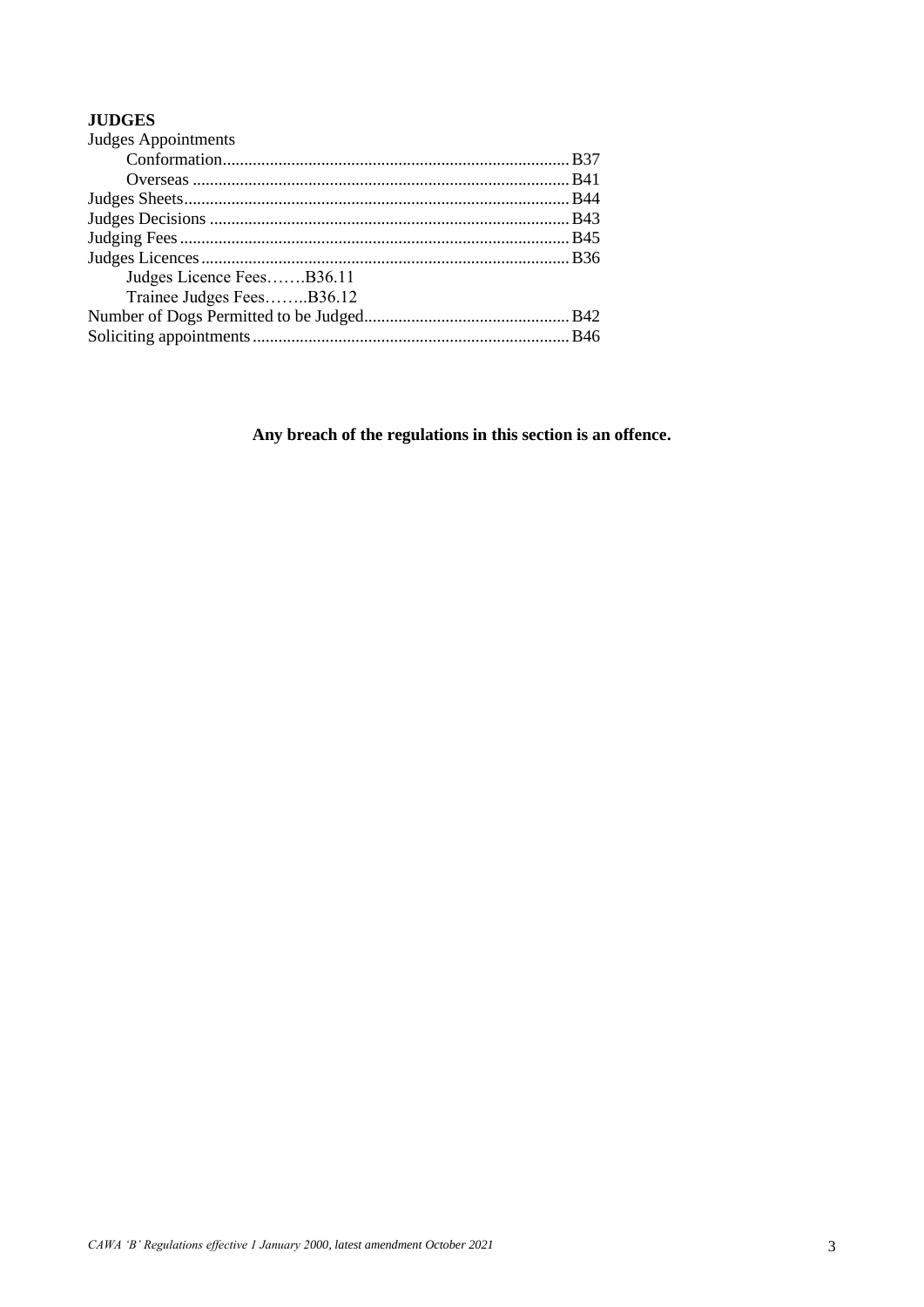**JUDGES**

Judges Appointments

- Conformation.................................................................................B37
- Overseas ........................................................................................B41

Judges Sheets..........................................................................................B44

Judges Decisions ....................................................................................B43

Judging Fees...........................................................................................B45

Judges Licences......................................................................................B36

- Judges Licence Fees…….B36.11
- Trainee Judges Fees……..B36.12

Number of Dogs Permitted to be Judged................................................B42

Soliciting appointments..........................................................................B46

**Any breach of the regulations in this section is an offence.**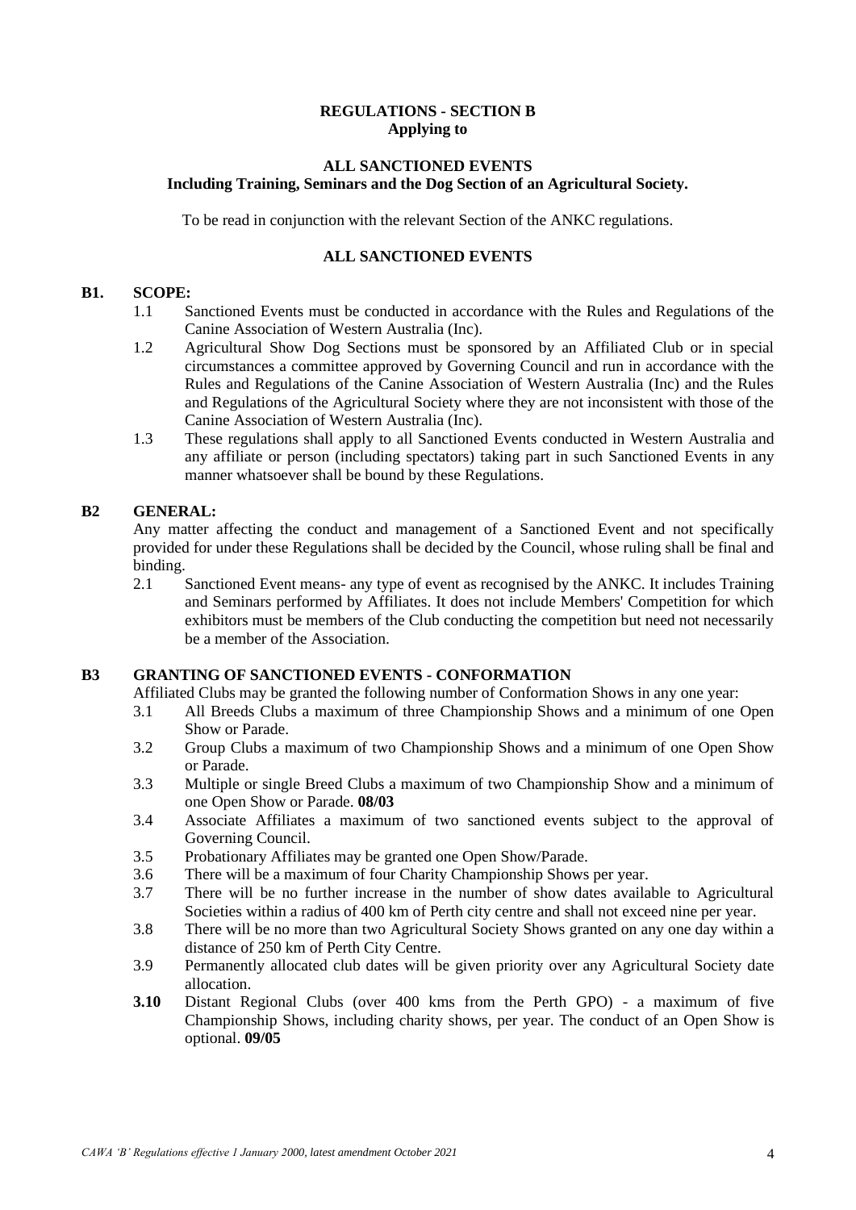**REGULATIONS - SECTION B**
**Applying to**

**ALL SANCTIONED EVENTS**
**Including Training, Seminars and the Dog Section of an Agricultural Society.**

To be read in conjunction with the relevant Section of the ANKC regulations.

**ALL SANCTIONED EVENTS**

## B1. SCOPE:

1.1 Sanctioned Events must be conducted in accordance with the Rules and Regulations of the Canine Association of Western Australia (Inc).

1.2 Agricultural Show Dog Sections must be sponsored by an Affiliated Club or in special circumstances a committee approved by Governing Council and run in accordance with the Rules and Regulations of the Canine Association of Western Australia (Inc) and the Rules and Regulations of the Agricultural Society where they are not inconsistent with those of the Canine Association of Western Australia (Inc).

1.3 These regulations shall apply to all Sanctioned Events conducted in Western Australia and any affiliate or person (including spectators) taking part in such Sanctioned Events in any manner whatsoever shall be bound by these Regulations.

## B2 GENERAL:

Any matter affecting the conduct and management of a Sanctioned Event and not specifically provided for under these Regulations shall be decided by the Council, whose ruling shall be final and binding.

2.1 Sanctioned Event means- any type of event as recognised by the ANKC. It includes Training and Seminars performed by Affiliates. It does not include Members' Competition for which exhibitors must be members of the Club conducting the competition but need not necessarily be a member of the Association.

## B3 GRANTING OF SANCTIONED EVENTS - CONFORMATION

Affiliated Clubs may be granted the following number of Conformation Shows in any one year:

3.1 All Breeds Clubs a maximum of three Championship Shows and a minimum of one Open Show or Parade.

3.2 Group Clubs a maximum of two Championship Shows and a minimum of one Open Show or Parade.

3.3 Multiple or single Breed Clubs a maximum of two Championship Show and a minimum of one Open Show or Parade. **08/03**

3.4 Associate Affiliates a maximum of two sanctioned events subject to the approval of Governing Council.

3.5 Probationary Affiliates may be granted one Open Show/Parade.

3.6 There will be a maximum of four Charity Championship Shows per year.

3.7 There will be no further increase in the number of show dates available to Agricultural Societies within a radius of 400 km of Perth city centre and shall not exceed nine per year.

3.8 There will be no more than two Agricultural Society Shows granted on any one day within a distance of 250 km of Perth City Centre.

3.9 Permanently allocated club dates will be given priority over any Agricultural Society date allocation.

**3.10** Distant Regional Clubs (over 400 kms from the Perth GPO) - a maximum of five Championship Shows, including charity shows, per year. The conduct of an Open Show is optional. **09/05**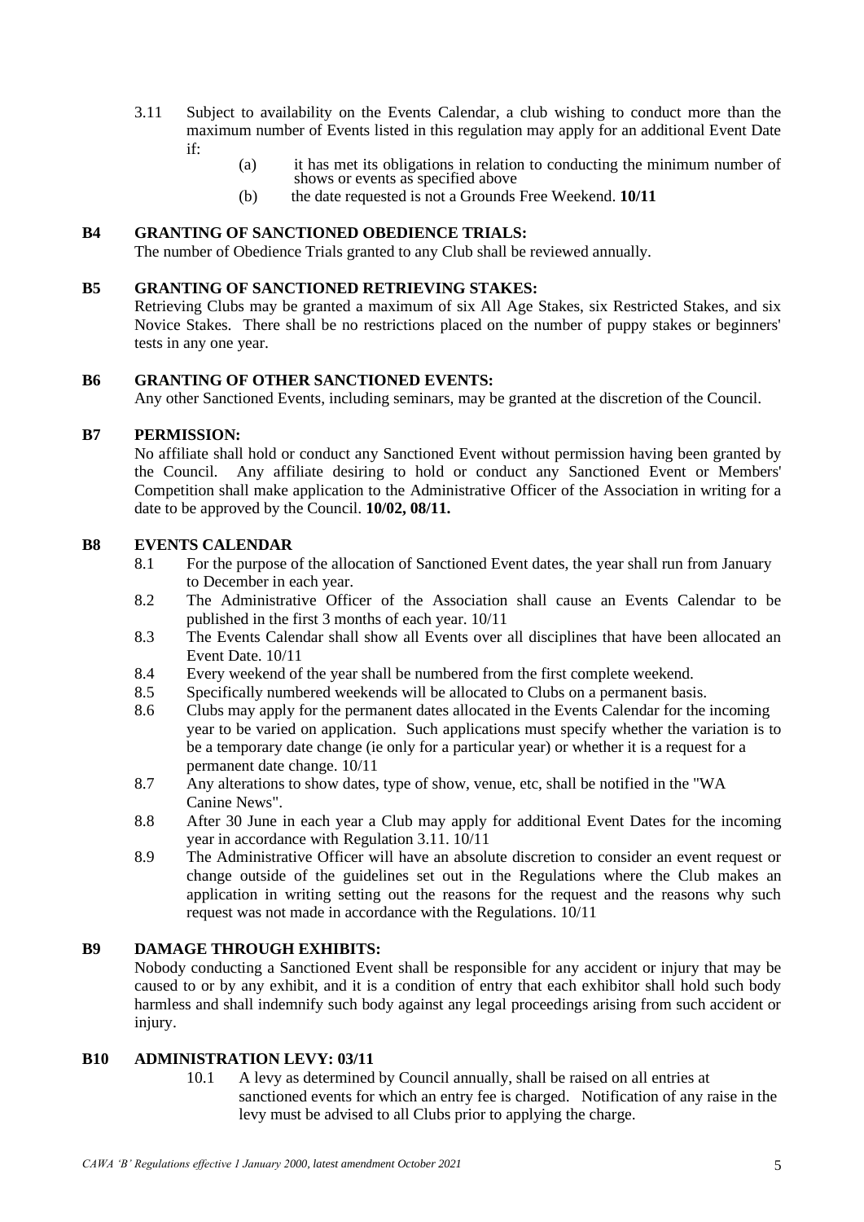3.11 Subject to availability on the Events Calendar, a club wishing to conduct more than the maximum number of Events listed in this regulation may apply for an additional Event Date if:

(a) it has met its obligations in relation to conducting the minimum number of shows or events as specified above

(b) the date requested is not a Grounds Free Weekend. **10/11**

### B4 GRANTING OF SANCTIONED OBEDIENCE TRIALS:

The number of Obedience Trials granted to any Club shall be reviewed annually.

### B5 GRANTING OF SANCTIONED RETRIEVING STAKES:

Retrieving Clubs may be granted a maximum of six All Age Stakes, six Restricted Stakes, and six Novice Stakes. There shall be no restrictions placed on the number of puppy stakes or beginners' tests in any one year.

### B6 GRANTING OF OTHER SANCTIONED EVENTS:

Any other Sanctioned Events, including seminars, may be granted at the discretion of the Council.

### B7 PERMISSION:

No affiliate shall hold or conduct any Sanctioned Event without permission having been granted by the Council. Any affiliate desiring to hold or conduct any Sanctioned Event or Members' Competition shall make application to the Administrative Officer of the Association in writing for a date to be approved by the Council. **10/02, 08/11.**

### B8 EVENTS CALENDAR

8.1 For the purpose of the allocation of Sanctioned Event dates, the year shall run from January to December in each year.

8.2 The Administrative Officer of the Association shall cause an Events Calendar to be published in the first 3 months of each year. 10/11

8.3 The Events Calendar shall show all Events over all disciplines that have been allocated an Event Date. 10/11

8.4 Every weekend of the year shall be numbered from the first complete weekend.

8.5 Specifically numbered weekends will be allocated to Clubs on a permanent basis.

8.6 Clubs may apply for the permanent dates allocated in the Events Calendar for the incoming year to be varied on application. Such applications must specify whether the variation is to be a temporary date change (ie only for a particular year) or whether it is a request for a permanent date change. 10/11

8.7 Any alterations to show dates, type of show, venue, etc, shall be notified in the "WA Canine News".

8.8 After 30 June in each year a Club may apply for additional Event Dates for the incoming year in accordance with Regulation 3.11. 10/11

8.9 The Administrative Officer will have an absolute discretion to consider an event request or change outside of the guidelines set out in the Regulations where the Club makes an application in writing setting out the reasons for the request and the reasons why such request was not made in accordance with the Regulations. 10/11

### B9 DAMAGE THROUGH EXHIBITS:

Nobody conducting a Sanctioned Event shall be responsible for any accident or injury that may be caused to or by any exhibit, and it is a condition of entry that each exhibitor shall hold such body harmless and shall indemnify such body against any legal proceedings arising from such accident or injury.

### B10 ADMINISTRATION LEVY: 03/11

10.1 A levy as determined by Council annually, shall be raised on all entries at sanctioned events for which an entry fee is charged. Notification of any raise in the levy must be advised to all Clubs prior to applying the charge.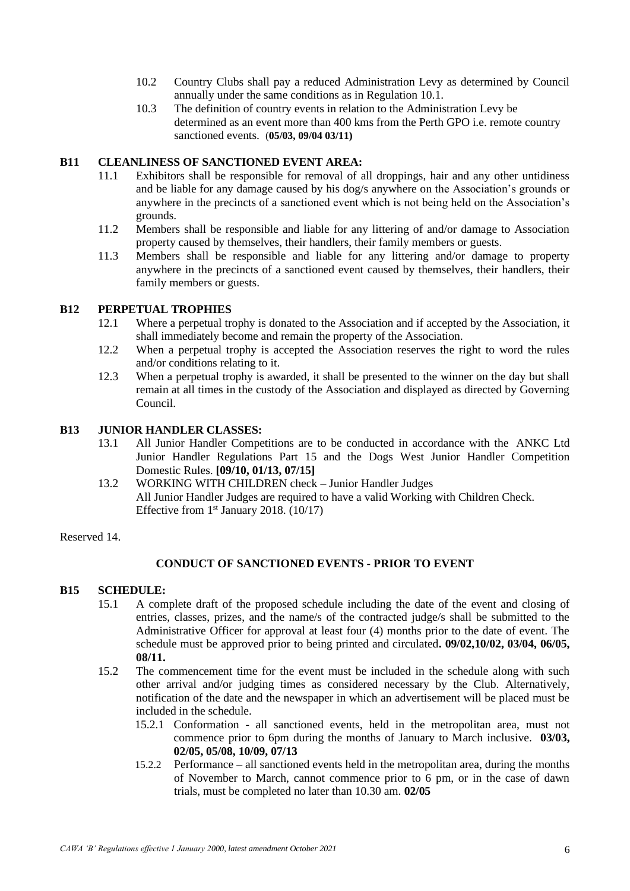10.2 Country Clubs shall pay a reduced Administration Levy as determined by Council annually under the same conditions as in Regulation 10.1.

10.3 The definition of country events in relation to the Administration Levy be determined as an event more than 400 kms from the Perth GPO i.e. remote country sanctioned events. (**05/03, 09/04 03/11)**

## B11 CLEANLINESS OF SANCTIONED EVENT AREA:

11.1 Exhibitors shall be responsible for removal of all droppings, hair and any other untidiness and be liable for any damage caused by his dog/s anywhere on the Association's grounds or anywhere in the precincts of a sanctioned event which is not being held on the Association's grounds.

11.2 Members shall be responsible and liable for any littering of and/or damage to Association property caused by themselves, their handlers, their family members or guests.

11.3 Members shall be responsible and liable for any littering and/or damage to property anywhere in the precincts of a sanctioned event caused by themselves, their handlers, their family members or guests.

## B12 PERPETUAL TROPHIES

12.1 Where a perpetual trophy is donated to the Association and if accepted by the Association, it shall immediately become and remain the property of the Association.

12.2 When a perpetual trophy is accepted the Association reserves the right to word the rules and/or conditions relating to it.

12.3 When a perpetual trophy is awarded, it shall be presented to the winner on the day but shall remain at all times in the custody of the Association and displayed as directed by Governing Council.

## B13 JUNIOR HANDLER CLASSES:

13.1 All Junior Handler Competitions are to be conducted in accordance with the ANKC Ltd Junior Handler Regulations Part 15 and the Dogs West Junior Handler Competition Domestic Rules. **[09/10, 01/13, 07/15]**

13.2 WORKING WITH CHILDREN check – Junior Handler Judges
All Junior Handler Judges are required to have a valid Working with Children Check.
Effective from 1st January 2018. (10/17)

Reserved 14.

## CONDUCT OF SANCTIONED EVENTS - PRIOR TO EVENT

## B15 SCHEDULE:

15.1 A complete draft of the proposed schedule including the date of the event and closing of entries, classes, prizes, and the name/s of the contracted judge/s shall be submitted to the Administrative Officer for approval at least four (4) months prior to the date of event. The schedule must be approved prior to being printed and circulated**. 09/02,10/02, 03/04, 06/05, 08/11.**

15.2 The commencement time for the event must be included in the schedule along with such other arrival and/or judging times as considered necessary by the Club. Alternatively, notification of the date and the newspaper in which an advertisement will be placed must be included in the schedule.

15.2.1 Conformation - all sanctioned events, held in the metropolitan area, must not commence prior to 6pm during the months of January to March inclusive. **03/03, 02/05, 05/08, 10/09, 07/13**

15.2.2 Performance – all sanctioned events held in the metropolitan area, during the months of November to March, cannot commence prior to 6 pm, or in the case of dawn trials, must be completed no later than 10.30 am. **02/05**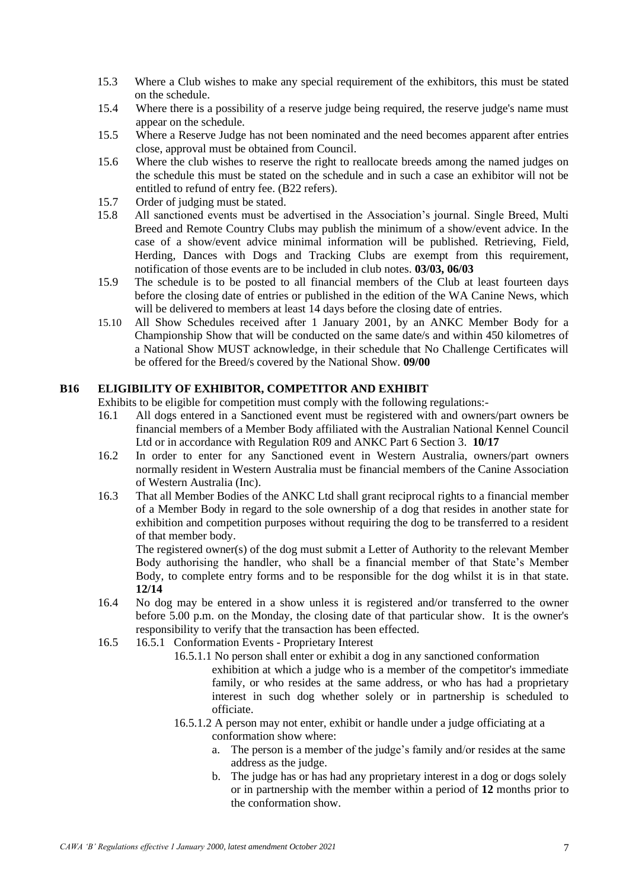15.3 Where a Club wishes to make any special requirement of the exhibitors, this must be stated on the schedule.

15.4 Where there is a possibility of a reserve judge being required, the reserve judge's name must appear on the schedule.

15.5 Where a Reserve Judge has not been nominated and the need becomes apparent after entries close, approval must be obtained from Council.

15.6 Where the club wishes to reserve the right to reallocate breeds among the named judges on the schedule this must be stated on the schedule and in such a case an exhibitor will not be entitled to refund of entry fee. (B22 refers).

15.7 Order of judging must be stated.

15.8 All sanctioned events must be advertised in the Association's journal. Single Breed, Multi Breed and Remote Country Clubs may publish the minimum of a show/event advice. In the case of a show/event advice minimal information will be published. Retrieving, Field, Herding, Dances with Dogs and Tracking Clubs are exempt from this requirement, notification of those events are to be included in club notes. **03/03, 06/03**

15.9 The schedule is to be posted to all financial members of the Club at least fourteen days before the closing date of entries or published in the edition of the WA Canine News, which will be delivered to members at least 14 days before the closing date of entries.

15.10 All Show Schedules received after 1 January 2001, by an ANKC Member Body for a Championship Show that will be conducted on the same date/s and within 450 kilometres of a National Show MUST acknowledge, in their schedule that No Challenge Certificates will be offered for the Breed/s covered by the National Show. **09/00**

## B16 ELIGIBILITY OF EXHIBITOR, COMPETITOR AND EXHIBIT

Exhibits to be eligible for competition must comply with the following regulations:-

16.1 All dogs entered in a Sanctioned event must be registered with and owners/part owners be financial members of a Member Body affiliated with the Australian National Kennel Council Ltd or in accordance with Regulation R09 and ANKC Part 6 Section 3. **10/17**

16.2 In order to enter for any Sanctioned event in Western Australia, owners/part owners normally resident in Western Australia must be financial members of the Canine Association of Western Australia (Inc).

16.3 That all Member Bodies of the ANKC Ltd shall grant reciprocal rights to a financial member of a Member Body in regard to the sole ownership of a dog that resides in another state for exhibition and competition purposes without requiring the dog to be transferred to a resident of that member body.

The registered owner(s) of the dog must submit a Letter of Authority to the relevant Member Body authorising the handler, who shall be a financial member of that State's Member Body, to complete entry forms and to be responsible for the dog whilst it is in that state. **12/14**

16.4 No dog may be entered in a show unless it is registered and/or transferred to the owner before 5.00 p.m. on the Monday, the closing date of that particular show. It is the owner's responsibility to verify that the transaction has been effected.

16.5 16.5.1 Conformation Events - Proprietary Interest

16.5.1.1 No person shall enter or exhibit a dog in any sanctioned conformation exhibition at which a judge who is a member of the competitor's immediate family, or who resides at the same address, or who has had a proprietary interest in such dog whether solely or in partnership is scheduled to officiate.

16.5.1.2 A person may not enter, exhibit or handle under a judge officiating at a conformation show where:

a. The person is a member of the judge's family and/or resides at the same address as the judge.
b. The judge has or has had any proprietary interest in a dog or dogs solely or in partnership with the member within a period of **12** months prior to the conformation show.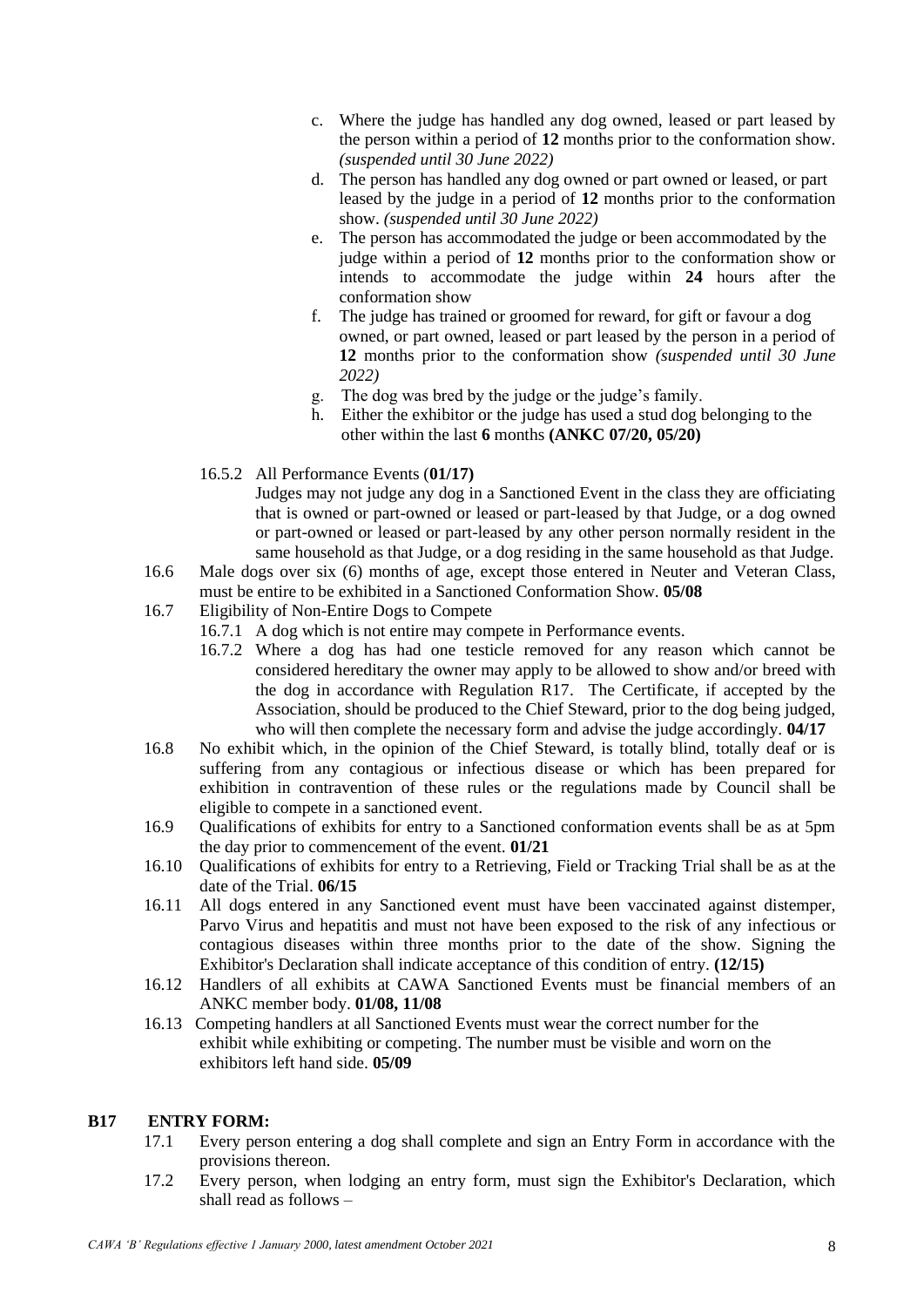c. Where the judge has handled any dog owned, leased or part leased by the person within a period of **12** months prior to the conformation show. *(suspended until 30 June 2022)*
d. The person has handled any dog owned or part owned or leased, or part leased by the judge in a period of **12** months prior to the conformation show. *(suspended until 30 June 2022)*
e. The person has accommodated the judge or been accommodated by the judge within a period of **12** months prior to the conformation show or intends to accommodate the judge within **24** hours after the conformation show
f. The judge has trained or groomed for reward, for gift or favour a dog owned, or part owned, leased or part leased by the person in a period of **12** months prior to the conformation show *(suspended until 30 June 2022)*
g. The dog was bred by the judge or the judge's family.
h. Either the exhibitor or the judge has used a stud dog belonging to the other within the last **6** months **(ANKC 07/20, 05/20)**

16.5.2 All Performance Events (**01/17)**
Judges may not judge any dog in a Sanctioned Event in the class they are officiating that is owned or part-owned or leased or part-leased by that Judge, or a dog owned or part-owned or leased or part-leased by any other person normally resident in the same household as that Judge, or a dog residing in the same household as that Judge.

16.6 Male dogs over six (6) months of age, except those entered in Neuter and Veteran Class, must be entire to be exhibited in a Sanctioned Conformation Show. **05/08**

16.7 Eligibility of Non-Entire Dogs to Compete

16.7.1 A dog which is not entire may compete in Performance events.

16.7.2 Where a dog has had one testicle removed for any reason which cannot be considered hereditary the owner may apply to be allowed to show and/or breed with the dog in accordance with Regulation R17. The Certificate, if accepted by the Association, should be produced to the Chief Steward, prior to the dog being judged, who will then complete the necessary form and advise the judge accordingly. **04/17**

16.8 No exhibit which, in the opinion of the Chief Steward, is totally blind, totally deaf or is suffering from any contagious or infectious disease or which has been prepared for exhibition in contravention of these rules or the regulations made by Council shall be eligible to compete in a sanctioned event.

16.9 Qualifications of exhibits for entry to a Sanctioned conformation events shall be as at 5pm the day prior to commencement of the event. **01/21**

16.10 Qualifications of exhibits for entry to a Retrieving, Field or Tracking Trial shall be as at the date of the Trial. **06/15**

16.11 All dogs entered in any Sanctioned event must have been vaccinated against distemper, Parvo Virus and hepatitis and must not have been exposed to the risk of any infectious or contagious diseases within three months prior to the date of the show. Signing the Exhibitor's Declaration shall indicate acceptance of this condition of entry. **(12/15)**

16.12 Handlers of all exhibits at CAWA Sanctioned Events must be financial members of an ANKC member body. **01/08, 11/08**

16.13 Competing handlers at all Sanctioned Events must wear the correct number for the exhibit while exhibiting or competing. The number must be visible and worn on the exhibitors left hand side. **05/09**

## B17 ENTRY FORM:

17.1 Every person entering a dog shall complete and sign an Entry Form in accordance with the provisions thereon.

17.2 Every person, when lodging an entry form, must sign the Exhibitor's Declaration, which shall read as follows –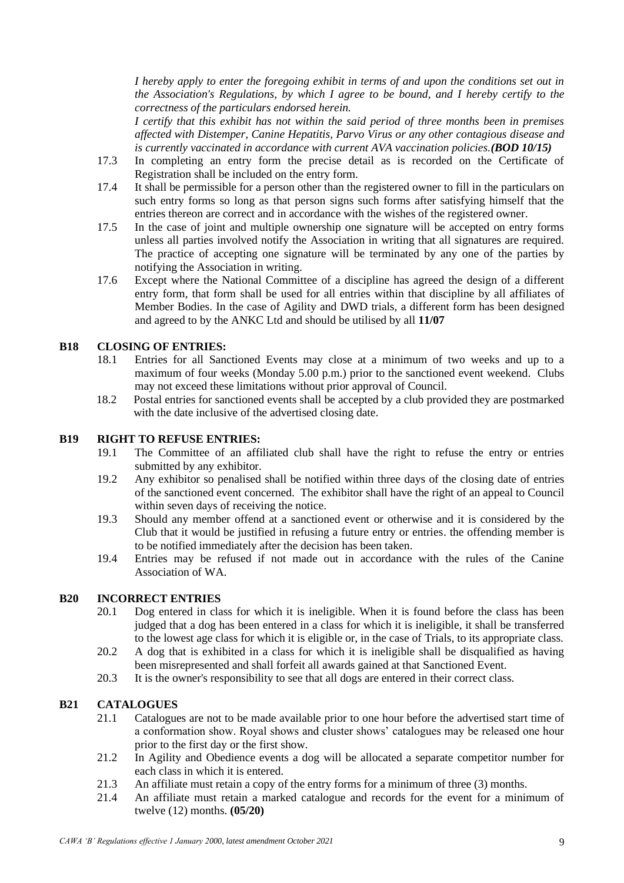*I hereby apply to enter the foregoing exhibit in terms of and upon the conditions set out in the Association's Regulations, by which I agree to be bound, and I hereby certify to the correctness of the particulars endorsed herein.*

*I certify that this exhibit has not within the said period of three months been in premises affected with Distemper, Canine Hepatitis, Parvo Virus or any other contagious disease and is currently vaccinated in accordance with current AVA vaccination policies.**(BOD 10/15)***

17.3 In completing an entry form the precise detail as is recorded on the Certificate of Registration shall be included on the entry form.

17.4 It shall be permissible for a person other than the registered owner to fill in the particulars on such entry forms so long as that person signs such forms after satisfying himself that the entries thereon are correct and in accordance with the wishes of the registered owner.

17.5 In the case of joint and multiple ownership one signature will be accepted on entry forms unless all parties involved notify the Association in writing that all signatures are required. The practice of accepting one signature will be terminated by any one of the parties by notifying the Association in writing.

17.6 Except where the National Committee of a discipline has agreed the design of a different entry form, that form shall be used for all entries within that discipline by all affiliates of Member Bodies. In the case of Agility and DWD trials, a different form has been designed and agreed to by the ANKC Ltd and should be utilised by all **11/07**

## B18 CLOSING OF ENTRIES:

18.1 Entries for all Sanctioned Events may close at a minimum of two weeks and up to a maximum of four weeks (Monday 5.00 p.m.) prior to the sanctioned event weekend. Clubs may not exceed these limitations without prior approval of Council.

18.2 Postal entries for sanctioned events shall be accepted by a club provided they are postmarked with the date inclusive of the advertised closing date.

## B19 RIGHT TO REFUSE ENTRIES:

19.1 The Committee of an affiliated club shall have the right to refuse the entry or entries submitted by any exhibitor.

19.2 Any exhibitor so penalised shall be notified within three days of the closing date of entries of the sanctioned event concerned. The exhibitor shall have the right of an appeal to Council within seven days of receiving the notice.

19.3 Should any member offend at a sanctioned event or otherwise and it is considered by the Club that it would be justified in refusing a future entry or entries. the offending member is to be notified immediately after the decision has been taken.

19.4 Entries may be refused if not made out in accordance with the rules of the Canine Association of WA.

## B20 INCORRECT ENTRIES

20.1 Dog entered in class for which it is ineligible. When it is found before the class has been judged that a dog has been entered in a class for which it is ineligible, it shall be transferred to the lowest age class for which it is eligible or, in the case of Trials, to its appropriate class.

20.2 A dog that is exhibited in a class for which it is ineligible shall be disqualified as having been misrepresented and shall forfeit all awards gained at that Sanctioned Event.

20.3 It is the owner's responsibility to see that all dogs are entered in their correct class.

## B21 CATALOGUES

21.1 Catalogues are not to be made available prior to one hour before the advertised start time of a conformation show. Royal shows and cluster shows' catalogues may be released one hour prior to the first day or the first show.

21.2 In Agility and Obedience events a dog will be allocated a separate competitor number for each class in which it is entered.

21.3 An affiliate must retain a copy of the entry forms for a minimum of three (3) months.

21.4 An affiliate must retain a marked catalogue and records for the event for a minimum of twelve (12) months. **(05/20)**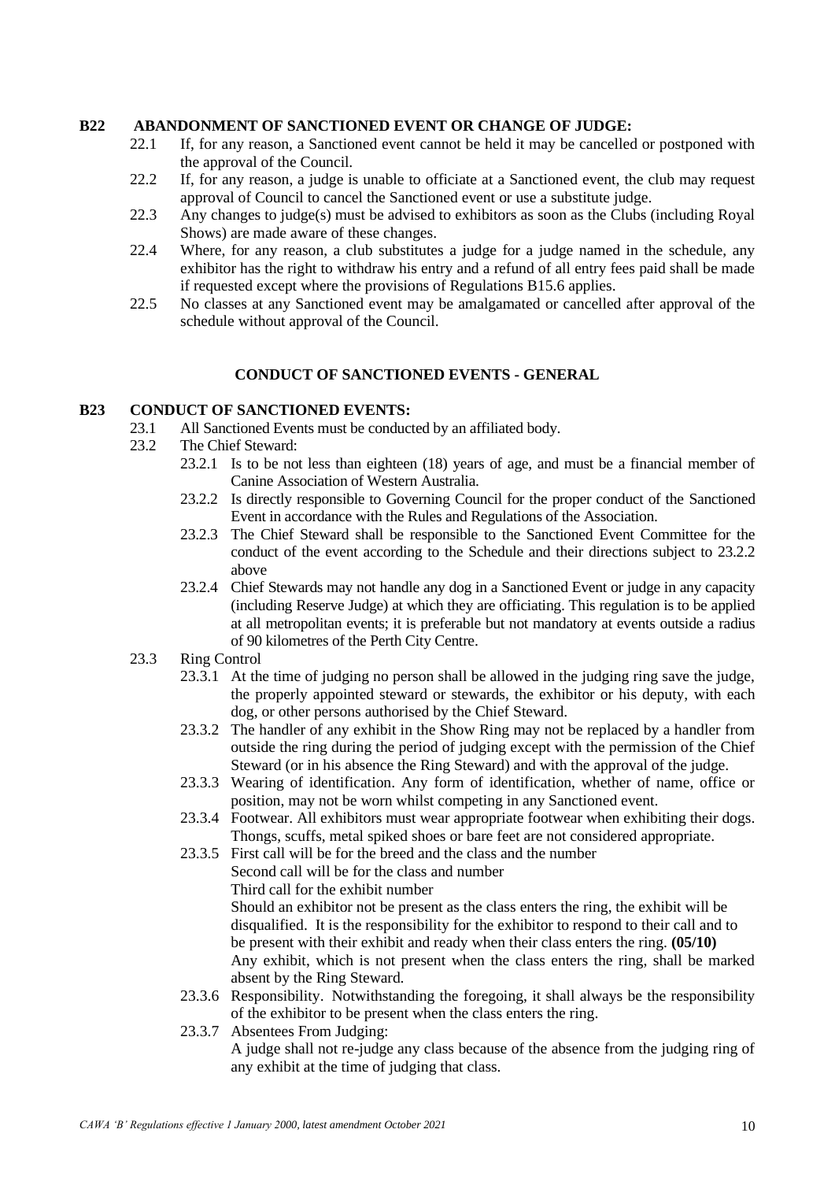## B22 ABANDONMENT OF SANCTIONED EVENT OR CHANGE OF JUDGE:

22.1 If, for any reason, a Sanctioned event cannot be held it may be cancelled or postponed with the approval of the Council.

22.2 If, for any reason, a judge is unable to officiate at a Sanctioned event, the club may request approval of Council to cancel the Sanctioned event or use a substitute judge.

22.3 Any changes to judge(s) must be advised to exhibitors as soon as the Clubs (including Royal Shows) are made aware of these changes.

22.4 Where, for any reason, a club substitutes a judge for a judge named in the schedule, any exhibitor has the right to withdraw his entry and a refund of all entry fees paid shall be made if requested except where the provisions of Regulations B15.6 applies.

22.5 No classes at any Sanctioned event may be amalgamated or cancelled after approval of the schedule without approval of the Council.

### CONDUCT OF SANCTIONED EVENTS - GENERAL

## B23 CONDUCT OF SANCTIONED EVENTS:

23.1 All Sanctioned Events must be conducted by an affiliated body.

23.2 The Chief Steward:

23.2.1 Is to be not less than eighteen (18) years of age, and must be a financial member of Canine Association of Western Australia.

23.2.2 Is directly responsible to Governing Council for the proper conduct of the Sanctioned Event in accordance with the Rules and Regulations of the Association.

23.2.3 The Chief Steward shall be responsible to the Sanctioned Event Committee for the conduct of the event according to the Schedule and their directions subject to 23.2.2 above

23.2.4 Chief Stewards may not handle any dog in a Sanctioned Event or judge in any capacity (including Reserve Judge) at which they are officiating. This regulation is to be applied at all metropolitan events; it is preferable but not mandatory at events outside a radius of 90 kilometres of the Perth City Centre.

23.3 Ring Control

23.3.1 At the time of judging no person shall be allowed in the judging ring save the judge, the properly appointed steward or stewards, the exhibitor or his deputy, with each dog, or other persons authorised by the Chief Steward.

23.3.2 The handler of any exhibit in the Show Ring may not be replaced by a handler from outside the ring during the period of judging except with the permission of the Chief Steward (or in his absence the Ring Steward) and with the approval of the judge.

23.3.3 Wearing of identification. Any form of identification, whether of name, office or position, may not be worn whilst competing in any Sanctioned event.

23.3.4 Footwear. All exhibitors must wear appropriate footwear when exhibiting their dogs. Thongs, scuffs, metal spiked shoes or bare feet are not considered appropriate.

23.3.5 First call will be for the breed and the class and the number
Second call will be for the class and number
Third call for the exhibit number
Should an exhibitor not be present as the class enters the ring, the exhibit will be disqualified. It is the responsibility for the exhibitor to respond to their call and to be present with their exhibit and ready when their class enters the ring. **(05/10)**
Any exhibit, which is not present when the class enters the ring, shall be marked absent by the Ring Steward.

23.3.6 Responsibility. Notwithstanding the foregoing, it shall always be the responsibility of the exhibitor to be present when the class enters the ring.

23.3.7 Absentees From Judging:
A judge shall not re-judge any class because of the absence from the judging ring of any exhibit at the time of judging that class.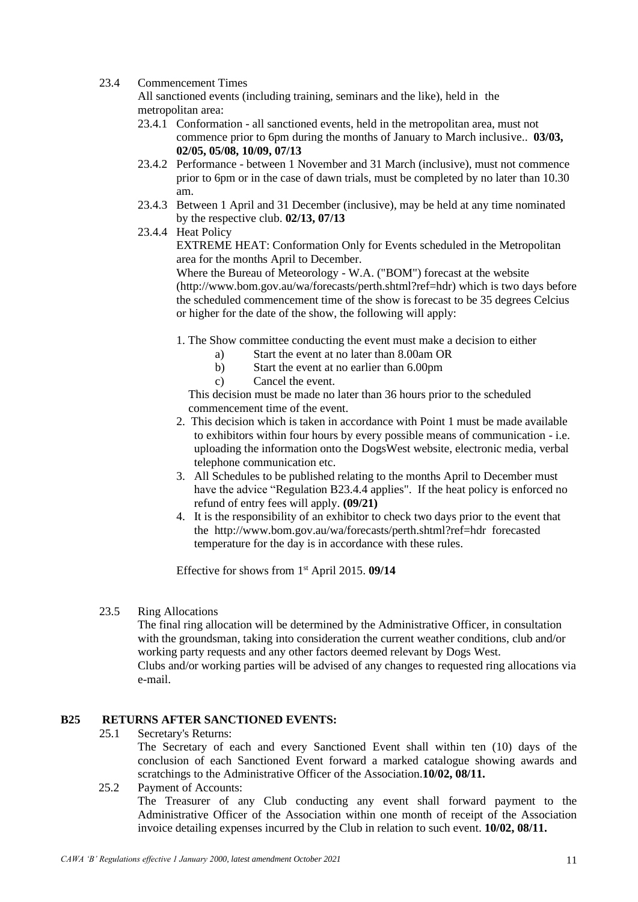23.4 Commencement Times

All sanctioned events (including training, seminars and the like), held in the metropolitan area:

23.4.1 Conformation - all sanctioned events, held in the metropolitan area, must not commence prior to 6pm during the months of January to March inclusive.. **03/03, 02/05, 05/08, 10/09, 07/13**

23.4.2 Performance - between 1 November and 31 March (inclusive), must not commence prior to 6pm or in the case of dawn trials, must be completed by no later than 10.30 am.

23.4.3 Between 1 April and 31 December (inclusive), may be held at any time nominated by the respective club. **02/13, 07/13**

23.4.4 Heat Policy

EXTREME HEAT: Conformation Only for Events scheduled in the Metropolitan area for the months April to December.

Where the Bureau of Meteorology - W.A. ("BOM") forecast at the website (http://www.bom.gov.au/wa/forecasts/perth.shtml?ref=hdr) which is two days before the scheduled commencement time of the show is forecast to be 35 degrees Celcius or higher for the date of the show, the following will apply:

1. The Show committee conducting the event must make a decision to either
   - a) Start the event at no later than 8.00am OR
   - b) Start the event at no earlier than 6.00pm
   - c) Cancel the event.

   This decision must be made no later than 36 hours prior to the scheduled commencement time of the event.
2. This decision which is taken in accordance with Point 1 must be made available to exhibitors within four hours by every possible means of communication - i.e. uploading the information onto the DogsWest website, electronic media, verbal telephone communication etc.
3. All Schedules to be published relating to the months April to December must have the advice "Regulation B23.4.4 applies". If the heat policy is enforced no refund of entry fees will apply. **(09/21)**
4. It is the responsibility of an exhibitor to check two days prior to the event that the http://www.bom.gov.au/wa/forecasts/perth.shtml?ref=hdr forecasted temperature for the day is in accordance with these rules.

Effective for shows from 1st April 2015. **09/14**

23.5 Ring Allocations

The final ring allocation will be determined by the Administrative Officer, in consultation with the groundsman, taking into consideration the current weather conditions, club and/or working party requests and any other factors deemed relevant by Dogs West.

Clubs and/or working parties will be advised of any changes to requested ring allocations via e-mail.

## B25 RETURNS AFTER SANCTIONED EVENTS:

25.1 Secretary's Returns:

The Secretary of each and every Sanctioned Event shall within ten (10) days of the conclusion of each Sanctioned Event forward a marked catalogue showing awards and scratchings to the Administrative Officer of the Association.**10/02, 08/11.**

25.2 Payment of Accounts:

The Treasurer of any Club conducting any event shall forward payment to the Administrative Officer of the Association within one month of receipt of the Association invoice detailing expenses incurred by the Club in relation to such event. **10/02, 08/11.**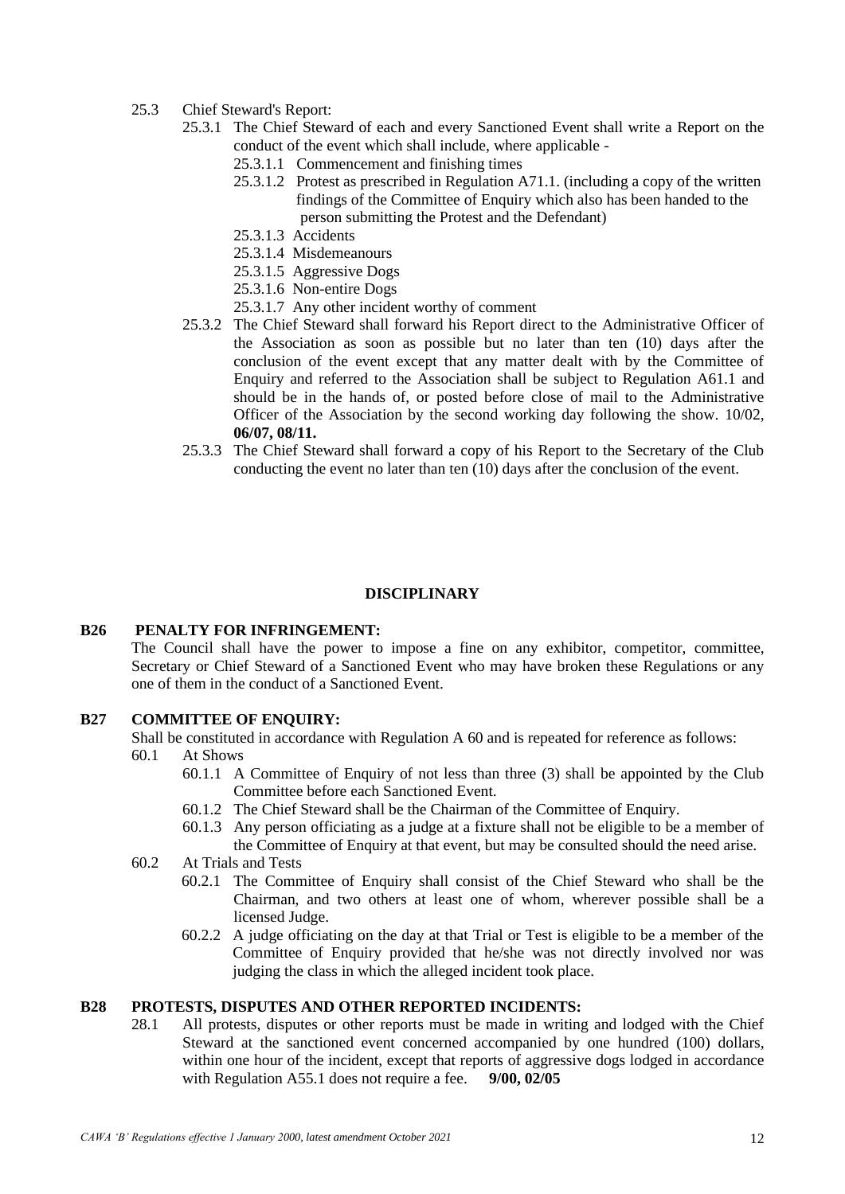25.3 Chief Steward's Report:

25.3.1 The Chief Steward of each and every Sanctioned Event shall write a Report on the conduct of the event which shall include, where applicable -

25.3.1.1 Commencement and finishing times

25.3.1.2 Protest as prescribed in Regulation A71.1. (including a copy of the written findings of the Committee of Enquiry which also has been handed to the person submitting the Protest and the Defendant)

25.3.1.3 Accidents

25.3.1.4 Misdemeanours

25.3.1.5 Aggressive Dogs

25.3.1.6 Non-entire Dogs

25.3.1.7 Any other incident worthy of comment

25.3.2 The Chief Steward shall forward his Report direct to the Administrative Officer of the Association as soon as possible but no later than ten (10) days after the conclusion of the event except that any matter dealt with by the Committee of Enquiry and referred to the Association shall be subject to Regulation A61.1 and should be in the hands of, or posted before close of mail to the Administrative Officer of the Association by the second working day following the show. 10/02, **06/07, 08/11.**

25.3.3 The Chief Steward shall forward a copy of his Report to the Secretary of the Club conducting the event no later than ten (10) days after the conclusion of the event.

## DISCIPLINARY

### B26 PENALTY FOR INFRINGEMENT:

The Council shall have the power to impose a fine on any exhibitor, competitor, committee, Secretary or Chief Steward of a Sanctioned Event who may have broken these Regulations or any one of them in the conduct of a Sanctioned Event.

### B27 COMMITTEE OF ENQUIRY:

Shall be constituted in accordance with Regulation A 60 and is repeated for reference as follows:

60.1 At Shows

60.1.1 A Committee of Enquiry of not less than three (3) shall be appointed by the Club Committee before each Sanctioned Event.

60.1.2 The Chief Steward shall be the Chairman of the Committee of Enquiry.

60.1.3 Any person officiating as a judge at a fixture shall not be eligible to be a member of the Committee of Enquiry at that event, but may be consulted should the need arise.

60.2 At Trials and Tests

60.2.1 The Committee of Enquiry shall consist of the Chief Steward who shall be the Chairman, and two others at least one of whom, wherever possible shall be a licensed Judge.

60.2.2 A judge officiating on the day at that Trial or Test is eligible to be a member of the Committee of Enquiry provided that he/she was not directly involved nor was judging the class in which the alleged incident took place.

### B28 PROTESTS, DISPUTES AND OTHER REPORTED INCIDENTS:

28.1 All protests, disputes or other reports must be made in writing and lodged with the Chief Steward at the sanctioned event concerned accompanied by one hundred (100) dollars, within one hour of the incident, except that reports of aggressive dogs lodged in accordance with Regulation A55.1 does not require a fee. **9/00, 02/05**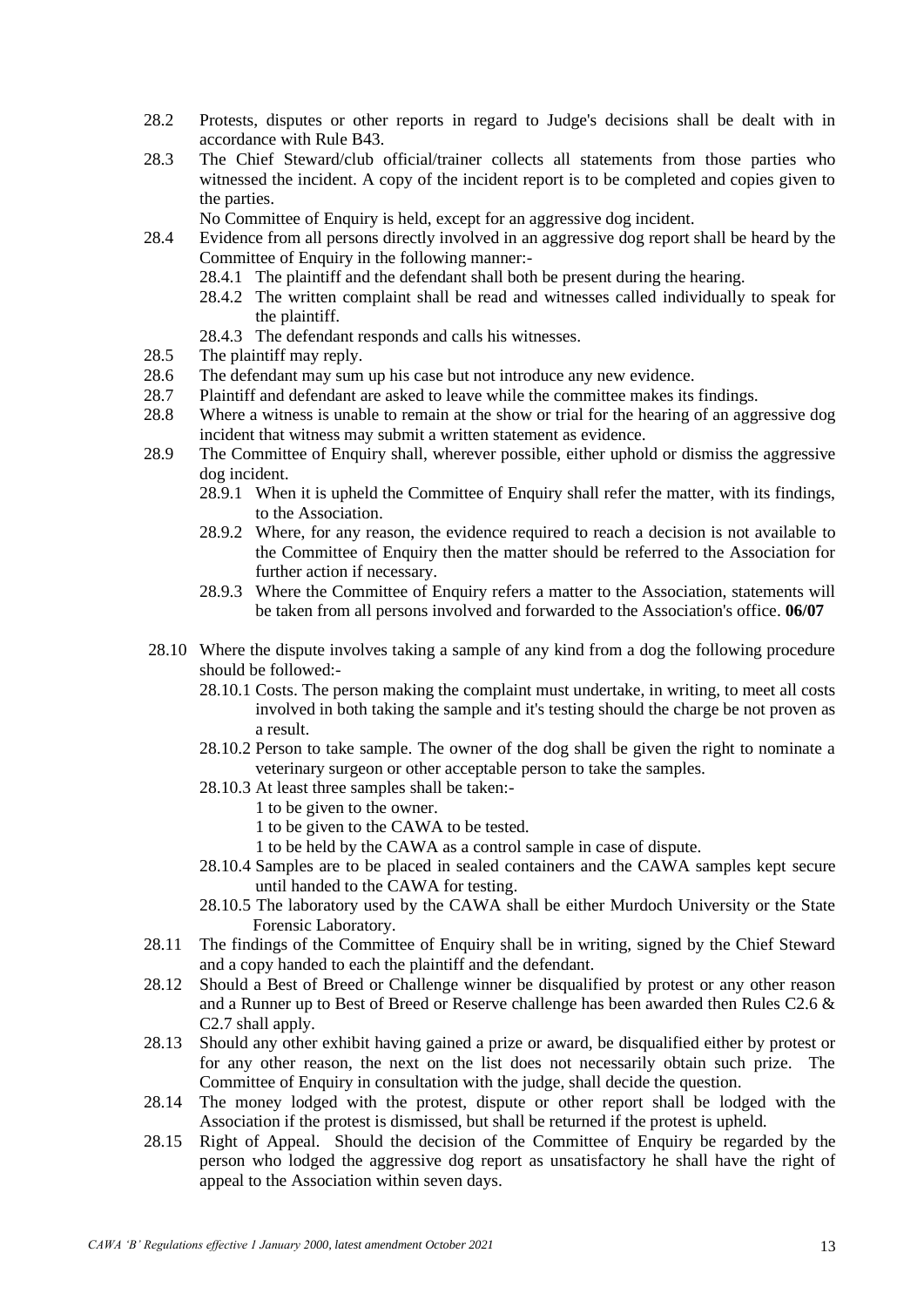28.2 Protests, disputes or other reports in regard to Judge's decisions shall be dealt with in accordance with Rule B43.

28.3 The Chief Steward/club official/trainer collects all statements from those parties who witnessed the incident. A copy of the incident report is to be completed and copies given to the parties.

No Committee of Enquiry is held, except for an aggressive dog incident.

28.4 Evidence from all persons directly involved in an aggressive dog report shall be heard by the Committee of Enquiry in the following manner:-

- 28.4.1 The plaintiff and the defendant shall both be present during the hearing.
- 28.4.2 The written complaint shall be read and witnesses called individually to speak for the plaintiff.
- 28.4.3 The defendant responds and calls his witnesses.

28.5 The plaintiff may reply.

28.6 The defendant may sum up his case but not introduce any new evidence.

28.7 Plaintiff and defendant are asked to leave while the committee makes its findings.

28.8 Where a witness is unable to remain at the show or trial for the hearing of an aggressive dog incident that witness may submit a written statement as evidence.

28.9 The Committee of Enquiry shall, wherever possible, either uphold or dismiss the aggressive dog incident.

- 28.9.1 When it is upheld the Committee of Enquiry shall refer the matter, with its findings, to the Association.
- 28.9.2 Where, for any reason, the evidence required to reach a decision is not available to the Committee of Enquiry then the matter should be referred to the Association for further action if necessary.
- 28.9.3 Where the Committee of Enquiry refers a matter to the Association, statements will be taken from all persons involved and forwarded to the Association's office. **06/07**

28.10 Where the dispute involves taking a sample of any kind from a dog the following procedure should be followed:-

- 28.10.1 Costs. The person making the complaint must undertake, in writing, to meet all costs involved in both taking the sample and it's testing should the charge be not proven as a result.
- 28.10.2 Person to take sample. The owner of the dog shall be given the right to nominate a veterinary surgeon or other acceptable person to take the samples.
- 28.10.3 At least three samples shall be taken:-
  - 1 to be given to the owner.
  - 1 to be given to the CAWA to be tested.
  - 1 to be held by the CAWA as a control sample in case of dispute.
- 28.10.4 Samples are to be placed in sealed containers and the CAWA samples kept secure until handed to the CAWA for testing.
- 28.10.5 The laboratory used by the CAWA shall be either Murdoch University or the State Forensic Laboratory.

28.11 The findings of the Committee of Enquiry shall be in writing, signed by the Chief Steward and a copy handed to each the plaintiff and the defendant.

28.12 Should a Best of Breed or Challenge winner be disqualified by protest or any other reason and a Runner up to Best of Breed or Reserve challenge has been awarded then Rules C2.6 & C2.7 shall apply.

28.13 Should any other exhibit having gained a prize or award, be disqualified either by protest or for any other reason, the next on the list does not necessarily obtain such prize. The Committee of Enquiry in consultation with the judge, shall decide the question.

28.14 The money lodged with the protest, dispute or other report shall be lodged with the Association if the protest is dismissed, but shall be returned if the protest is upheld.

28.15 Right of Appeal. Should the decision of the Committee of Enquiry be regarded by the person who lodged the aggressive dog report as unsatisfactory he shall have the right of appeal to the Association within seven days.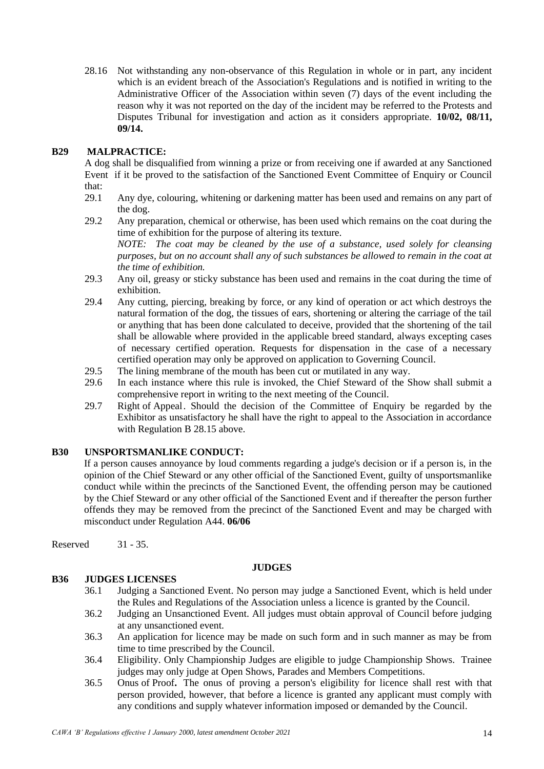28.16 Not withstanding any non-observance of this Regulation in whole or in part, any incident which is an evident breach of the Association's Regulations and is notified in writing to the Administrative Officer of the Association within seven (7) days of the event including the reason why it was not reported on the day of the incident may be referred to the Protests and Disputes Tribunal for investigation and action as it considers appropriate. **10/02, 08/11, 09/14.**

## B29 MALPRACTICE:

A dog shall be disqualified from winning a prize or from receiving one if awarded at any Sanctioned Event if it be proved to the satisfaction of the Sanctioned Event Committee of Enquiry or Council that:

29.1 Any dye, colouring, whitening or darkening matter has been used and remains on any part of the dog.

29.2 Any preparation, chemical or otherwise, has been used which remains on the coat during the time of exhibition for the purpose of altering its texture.
*NOTE: The coat may be cleaned by the use of a substance, used solely for cleansing purposes, but on no account shall any of such substances be allowed to remain in the coat at the time of exhibition.*

29.3 Any oil, greasy or sticky substance has been used and remains in the coat during the time of exhibition.

29.4 Any cutting, piercing, breaking by force, or any kind of operation or act which destroys the natural formation of the dog, the tissues of ears, shortening or altering the carriage of the tail or anything that has been done calculated to deceive, provided that the shortening of the tail shall be allowable where provided in the applicable breed standard, always excepting cases of necessary certified operation. Requests for dispensation in the case of a necessary certified operation may only be approved on application to Governing Council.

29.5 The lining membrane of the mouth has been cut or mutilated in any way.

29.6 In each instance where this rule is invoked, the Chief Steward of the Show shall submit a comprehensive report in writing to the next meeting of the Council.

29.7 Right of Appeal. Should the decision of the Committee of Enquiry be regarded by the Exhibitor as unsatisfactory he shall have the right to appeal to the Association in accordance with Regulation B 28.15 above.

## B30 UNSPORTSMANLIKE CONDUCT:

If a person causes annoyance by loud comments regarding a judge's decision or if a person is, in the opinion of the Chief Steward or any other official of the Sanctioned Event, guilty of unsportsmanlike conduct while within the precincts of the Sanctioned Event, the offending person may be cautioned by the Chief Steward or any other official of the Sanctioned Event and if thereafter the person further offends they may be removed from the precinct of the Sanctioned Event and may be charged with misconduct under Regulation A44. **06/06**

Reserved 31 - 35.

# JUDGES

## B36 JUDGES LICENSES

36.1 Judging a Sanctioned Event. No person may judge a Sanctioned Event, which is held under the Rules and Regulations of the Association unless a licence is granted by the Council.

36.2 Judging an Unsanctioned Event. All judges must obtain approval of Council before judging at any unsanctioned event.

36.3 An application for licence may be made on such form and in such manner as may be from time to time prescribed by the Council.

36.4 Eligibility. Only Championship Judges are eligible to judge Championship Shows. Trainee judges may only judge at Open Shows, Parades and Members Competitions.

36.5 Onus of Proof**.** The onus of proving a person's eligibility for licence shall rest with that person provided, however, that before a licence is granted any applicant must comply with any conditions and supply whatever information imposed or demanded by the Council.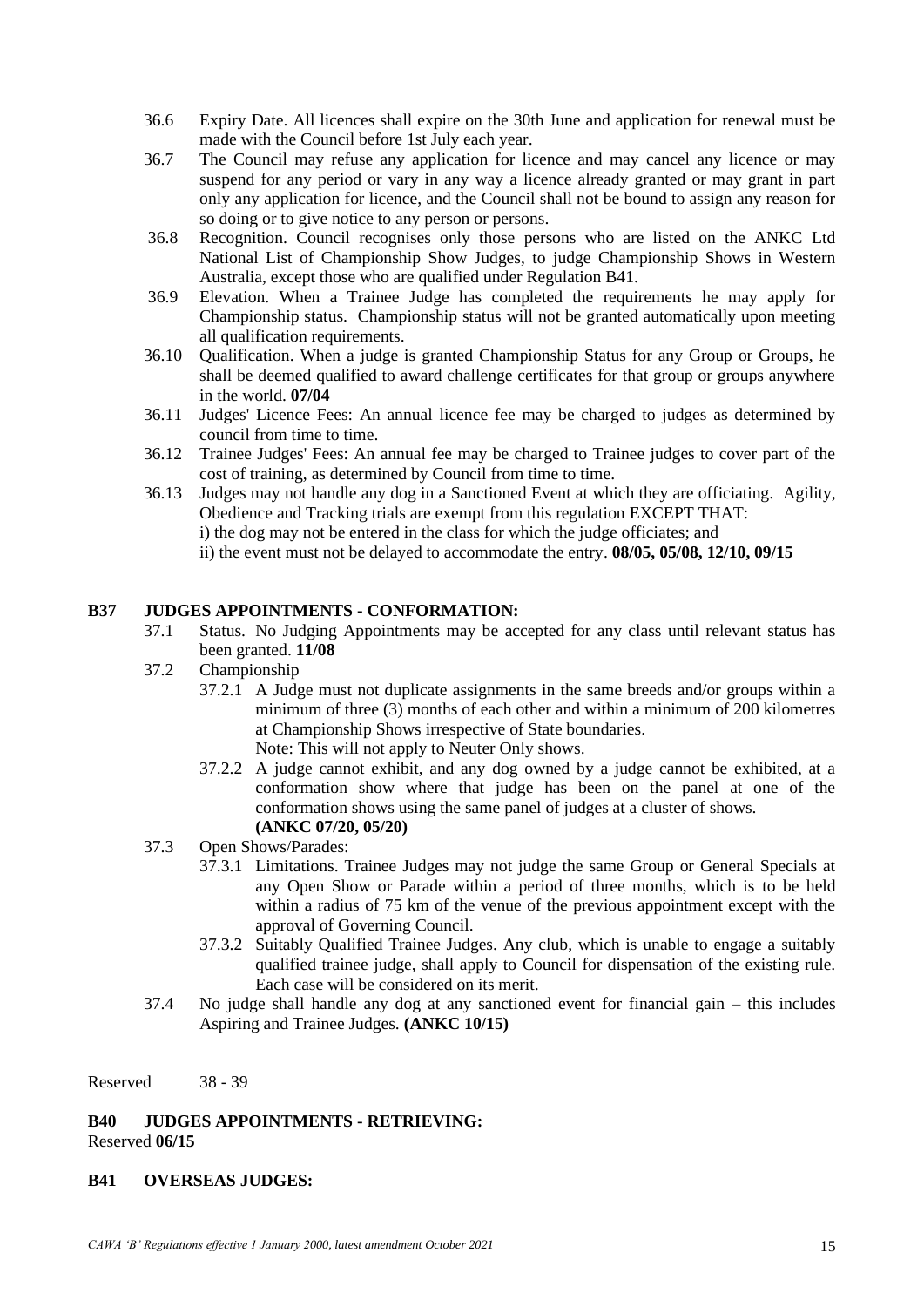36.6 Expiry Date. All licences shall expire on the 30th June and application for renewal must be made with the Council before 1st July each year.

36.7 The Council may refuse any application for licence and may cancel any licence or may suspend for any period or vary in any way a licence already granted or may grant in part only any application for licence, and the Council shall not be bound to assign any reason for so doing or to give notice to any person or persons.

36.8 Recognition. Council recognises only those persons who are listed on the ANKC Ltd National List of Championship Show Judges, to judge Championship Shows in Western Australia, except those who are qualified under Regulation B41.

36.9 Elevation. When a Trainee Judge has completed the requirements he may apply for Championship status. Championship status will not be granted automatically upon meeting all qualification requirements.

36.10 Qualification. When a judge is granted Championship Status for any Group or Groups, he shall be deemed qualified to award challenge certificates for that group or groups anywhere in the world. **07/04**

36.11 Judges' Licence Fees: An annual licence fee may be charged to judges as determined by council from time to time.

36.12 Trainee Judges' Fees: An annual fee may be charged to Trainee judges to cover part of the cost of training, as determined by Council from time to time.

36.13 Judges may not handle any dog in a Sanctioned Event at which they are officiating. Agility, Obedience and Tracking trials are exempt from this regulation EXCEPT THAT:
i) the dog may not be entered in the class for which the judge officiates; and
ii) the event must not be delayed to accommodate the entry. **08/05, 05/08, 12/10, 09/15**

### B37 JUDGES APPOINTMENTS - CONFORMATION:

37.1 Status. No Judging Appointments may be accepted for any class until relevant status has been granted. **11/08**

37.2 Championship

37.2.1 A Judge must not duplicate assignments in the same breeds and/or groups within a minimum of three (3) months of each other and within a minimum of 200 kilometres at Championship Shows irrespective of State boundaries.
Note: This will not apply to Neuter Only shows.

37.2.2 A judge cannot exhibit, and any dog owned by a judge cannot be exhibited, at a conformation show where that judge has been on the panel at one of the conformation shows using the same panel of judges at a cluster of shows. **(ANKC 07/20, 05/20)**

37.3 Open Shows/Parades:

37.3.1 Limitations. Trainee Judges may not judge the same Group or General Specials at any Open Show or Parade within a period of three months, which is to be held within a radius of 75 km of the venue of the previous appointment except with the approval of Governing Council.

37.3.2 Suitably Qualified Trainee Judges. Any club, which is unable to engage a suitably qualified trainee judge, shall apply to Council for dispensation of the existing rule. Each case will be considered on its merit.

37.4 No judge shall handle any dog at any sanctioned event for financial gain – this includes Aspiring and Trainee Judges. **(ANKC 10/15)**

Reserved 38 - 39

### B40 JUDGES APPOINTMENTS - RETRIEVING:

Reserved **06/15**

### B41 OVERSEAS JUDGES: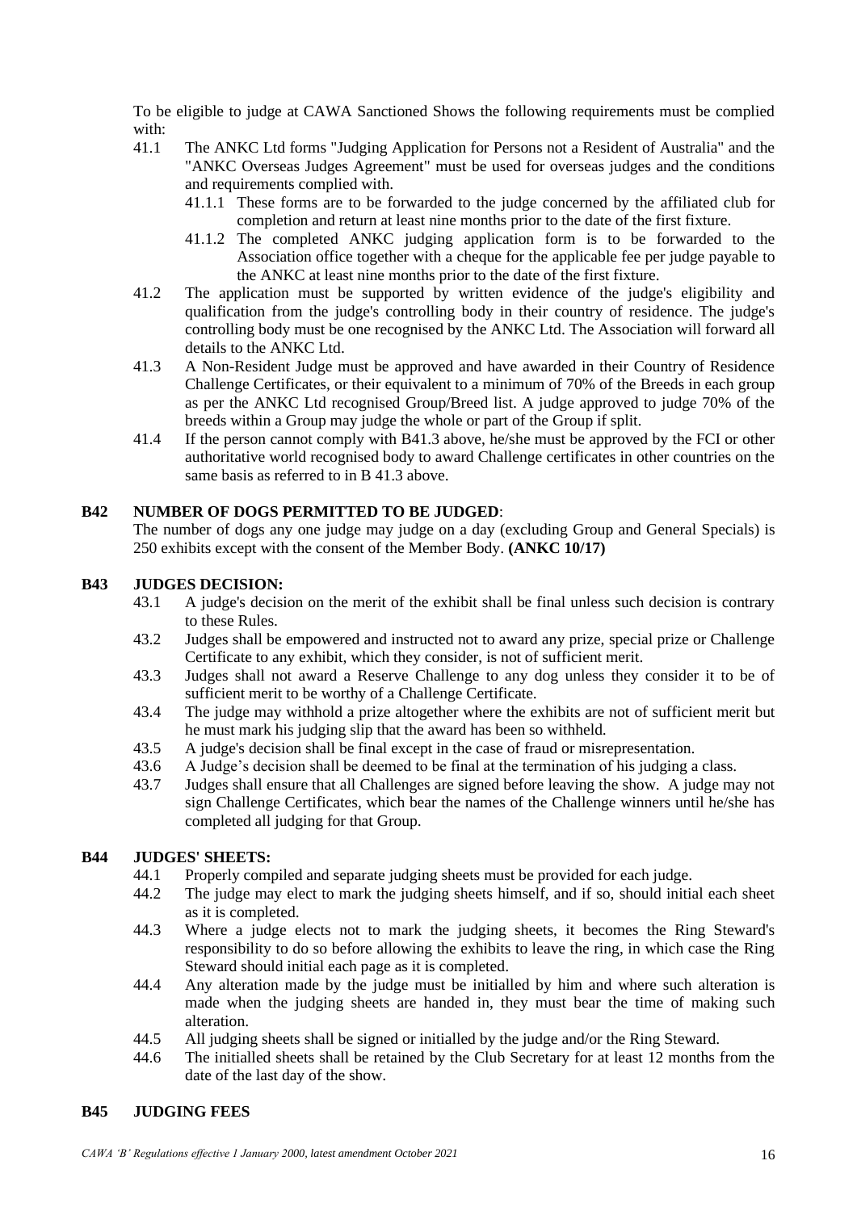To be eligible to judge at CAWA Sanctioned Shows the following requirements must be complied with:

41.1 The ANKC Ltd forms "Judging Application for Persons not a Resident of Australia" and the "ANKC Overseas Judges Agreement" must be used for overseas judges and the conditions and requirements complied with.

  41.1.1 These forms are to be forwarded to the judge concerned by the affiliated club for completion and return at least nine months prior to the date of the first fixture.

  41.1.2 The completed ANKC judging application form is to be forwarded to the Association office together with a cheque for the applicable fee per judge payable to the ANKC at least nine months prior to the date of the first fixture.

41.2 The application must be supported by written evidence of the judge's eligibility and qualification from the judge's controlling body in their country of residence. The judge's controlling body must be one recognised by the ANKC Ltd. The Association will forward all details to the ANKC Ltd.

41.3 A Non-Resident Judge must be approved and have awarded in their Country of Residence Challenge Certificates, or their equivalent to a minimum of 70% of the Breeds in each group as per the ANKC Ltd recognised Group/Breed list. A judge approved to judge 70% of the breeds within a Group may judge the whole or part of the Group if split.

41.4 If the person cannot comply with B41.3 above, he/she must be approved by the FCI or other authoritative world recognised body to award Challenge certificates in other countries on the same basis as referred to in B 41.3 above.

## B42 NUMBER OF DOGS PERMITTED TO BE JUDGED:

The number of dogs any one judge may judge on a day (excluding Group and General Specials) is 250 exhibits except with the consent of the Member Body. **(ANKC 10/17)**

## B43 JUDGES DECISION:

43.1 A judge's decision on the merit of the exhibit shall be final unless such decision is contrary to these Rules.

43.2 Judges shall be empowered and instructed not to award any prize, special prize or Challenge Certificate to any exhibit, which they consider, is not of sufficient merit.

43.3 Judges shall not award a Reserve Challenge to any dog unless they consider it to be of sufficient merit to be worthy of a Challenge Certificate.

43.4 The judge may withhold a prize altogether where the exhibits are not of sufficient merit but he must mark his judging slip that the award has been so withheld.

43.5 A judge's decision shall be final except in the case of fraud or misrepresentation.

43.6 A Judge's decision shall be deemed to be final at the termination of his judging a class.

43.7 Judges shall ensure that all Challenges are signed before leaving the show. A judge may not sign Challenge Certificates, which bear the names of the Challenge winners until he/she has completed all judging for that Group.

## B44 JUDGES' SHEETS:

44.1 Properly compiled and separate judging sheets must be provided for each judge.

44.2 The judge may elect to mark the judging sheets himself, and if so, should initial each sheet as it is completed.

44.3 Where a judge elects not to mark the judging sheets, it becomes the Ring Steward's responsibility to do so before allowing the exhibits to leave the ring, in which case the Ring Steward should initial each page as it is completed.

44.4 Any alteration made by the judge must be initialled by him and where such alteration is made when the judging sheets are handed in, they must bear the time of making such alteration.

44.5 All judging sheets shall be signed or initialled by the judge and/or the Ring Steward.

44.6 The initialled sheets shall be retained by the Club Secretary for at least 12 months from the date of the last day of the show.

## B45 JUDGING FEES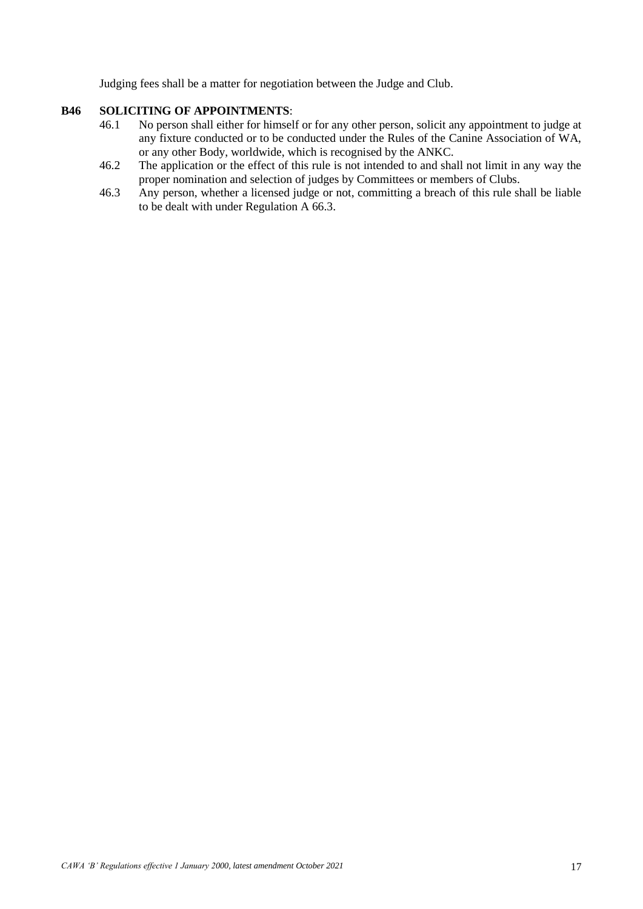Judging fees shall be a matter for negotiation between the Judge and Club.

## B46 SOLICITING OF APPOINTMENTS:

46.1 No person shall either for himself or for any other person, solicit any appointment to judge at any fixture conducted or to be conducted under the Rules of the Canine Association of WA, or any other Body, worldwide, which is recognised by the ANKC.

46.2 The application or the effect of this rule is not intended to and shall not limit in any way the proper nomination and selection of judges by Committees or members of Clubs.

46.3 Any person, whether a licensed judge or not, committing a breach of this rule shall be liable to be dealt with under Regulation A 66.3.